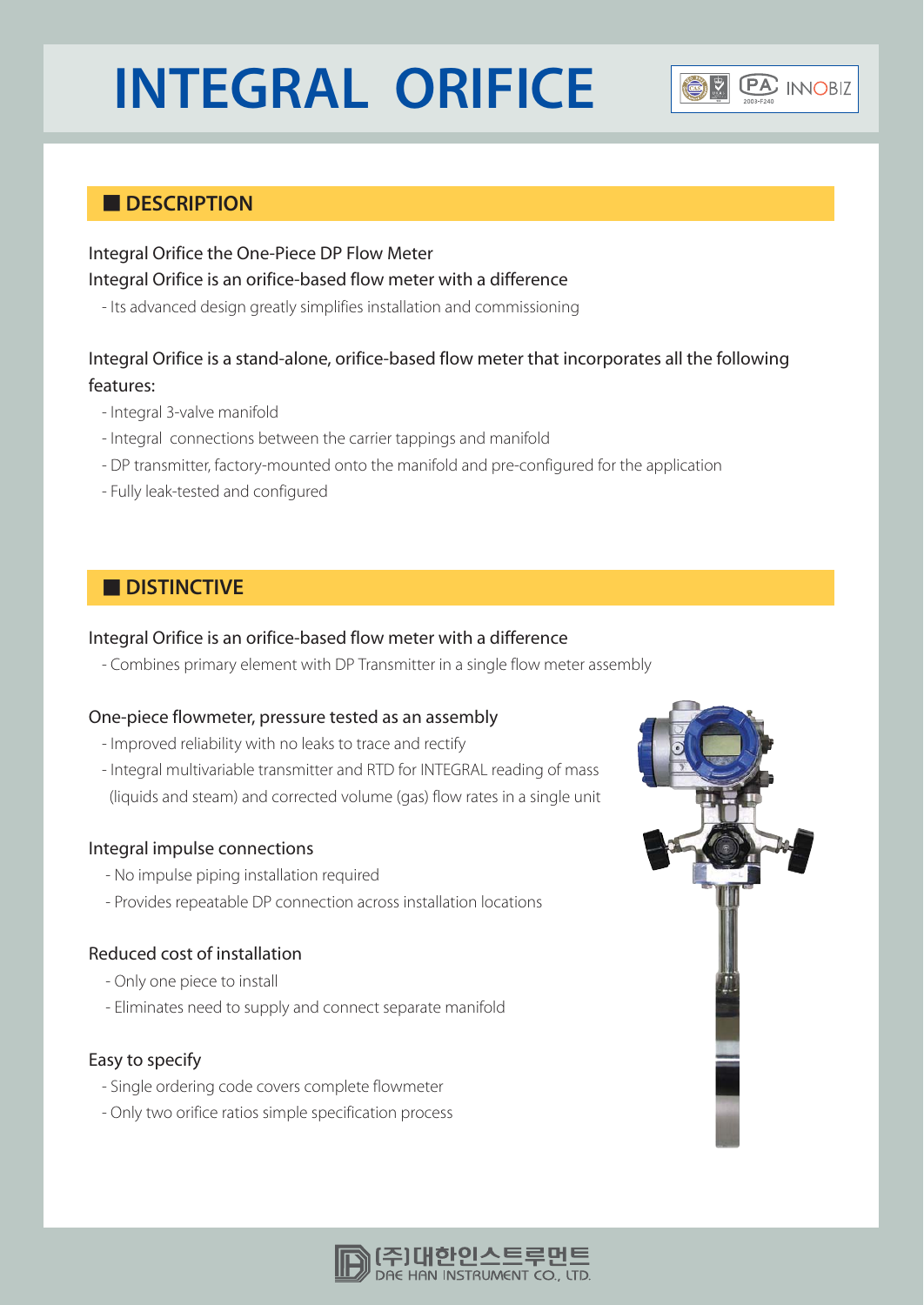# INTEGRAL ORIFICE

## DESCRIPTION

Integral Orifice the One-Piece DP Flow Meter

Integral Orifice is an orifice-based flow meter with a difference

- Its advanced design greatly simplifies installation and commissioning

Integral Orifice is a stand-alone, orifice-based flow meter that incorporates all the following features:

- Integral 3-valve manifold
- Integral connections between the carrier tappings and manifold
- DP transmitter, factory-mounted onto the manifold and pre-configured for the application
- Fully leak-tested and configured

## DISTINCTIVE

Integral Orifice is an orifice-based flow meter with a difference

- Combines primary element with DP Transmitter in a single flow meter assembly

One-piece flowmeter, pressure tested as an assembly

- Improved reliability with no leaks to trace and rectify
- Integral multivariable transmitter and RTD for INTEGRAL reading of mass (liquids and steam) and corrected volume (gas) flow rates in a single unit

Integral impulse connections

- No impulse piping installation required
- Provides repeatable DP connection across installation locations

Reduced cost of installation

- Only one piece to install
- Eliminates need to supply and connect separate manifold

Easy to specify

- Single ordering code covers complete flowmeter
- Only two orifice ratios simple specification process

(주)대한인스트루먼트
DAE HAN INSTRUMENT CO., LTD.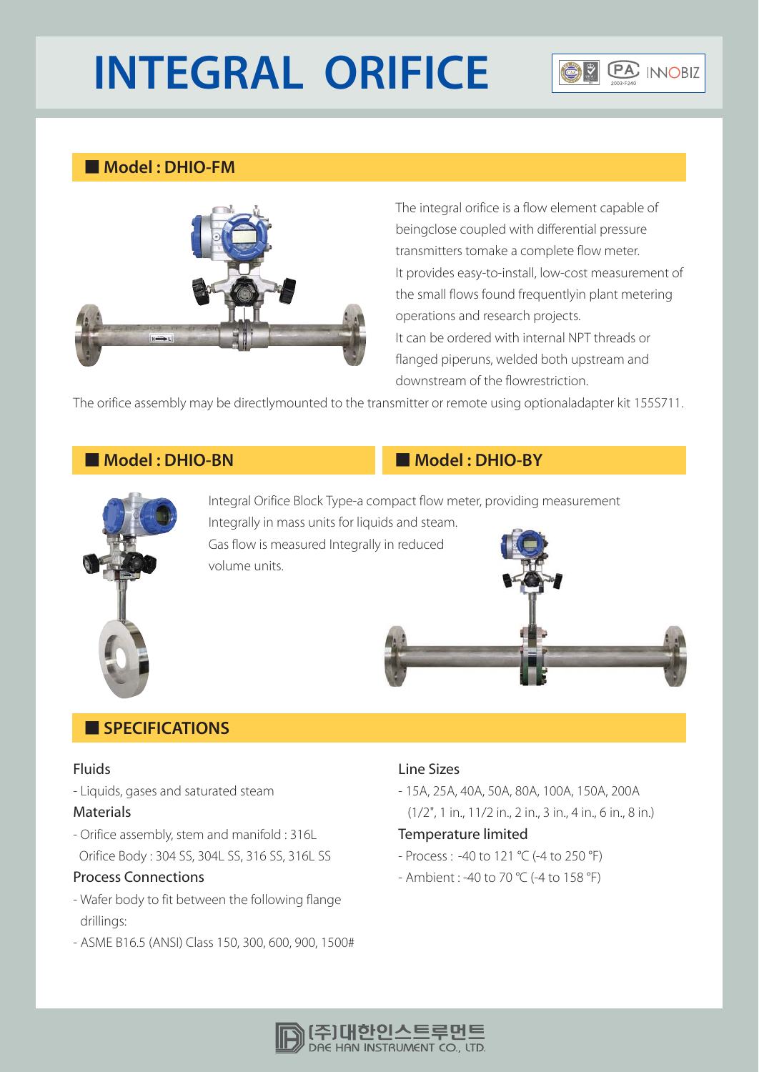# INTEGRAL ORIFICE

## Model : DHIO-FM

The integral orifice is a flow element capable of beingclose coupled with differential pressure transmitters tomake a complete flow meter.

It provides easy-to-install, low-cost measurement of the small flows found frequentlyin plant metering operations and research projects.

It can be ordered with internal NPT threads or flanged piperuns, welded both upstream and downstream of the flowrestriction.

The orifice assembly may be directlymounted to the transmitter or remote using optionaladapter kit 155S711.

## Model : DHIO-BN

## Model : DHIO-BY

Integral Orifice Block Type-a compact flow meter, providing measurement Integrally in mass units for liquids and steam.

Gas flow is measured Integrally in reduced volume units.

## SPECIFICATIONS

### Fluids

- Liquids, gases and saturated steam

### Materials

- Orifice assembly, stem and manifold : 316L
  Orifice Body : 304 SS, 304L SS, 316 SS, 316L SS

### Process Connections

- Wafer body to fit between the following flange drillings:
- ASME B16.5 (ANSI) Class 150, 300, 600, 900, 1500#

### Line Sizes

- 15A, 25A, 40A, 50A, 80A, 100A, 150A, 200A
  (1/2", 1 in., 11/2 in., 2 in., 3 in., 4 in., 6 in., 8 in.)

### Temperature limited

- Process : -40 to 121 ℃ (-4 to 250 °F)
- Ambient : -40 to 70 ℃ (-4 to 158 °F)

(주)대한인스트루먼트
DAE HAN INSTRUMENT CO., LTD.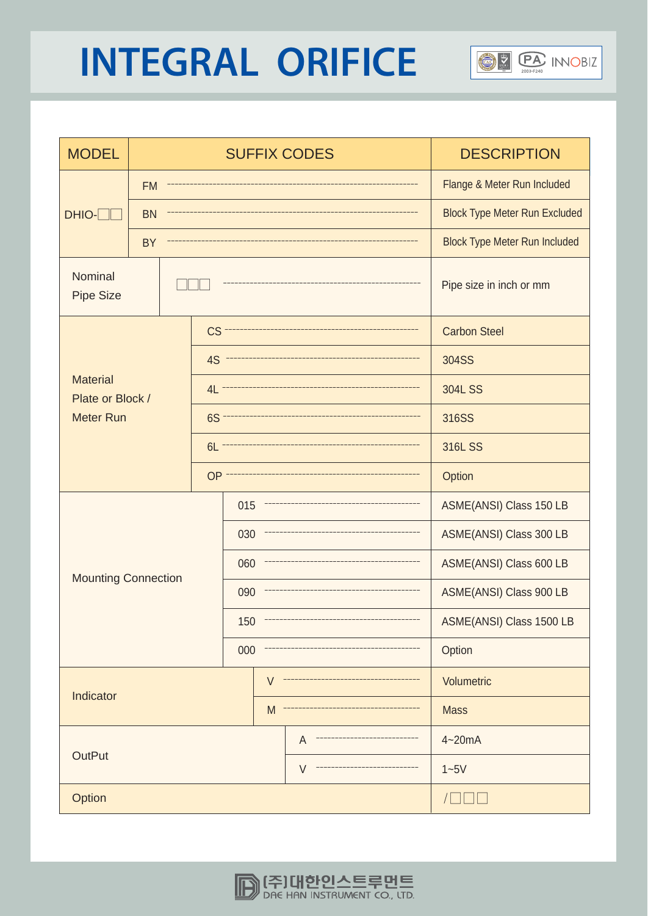# INTEGRAL ORIFICE

| MODEL | SUFFIX CODES | | DESCRIPTION |
| --- | --- | --- | --- |
| DHIO-□□ | FM | ---------------------------------------- | Flange & Meter Run Included |
| | BN | ---------------------------------------- | Block Type Meter Run Excluded |
| | BY | ---------------------------------------- | Block Type Meter Run Included |
| Nominal Pipe Size | □□□ | ---------------------------------------- | Pipe size in inch or mm |
| Material Plate or Block / Meter Run | CS | ---------------------------------------- | Carbon Steel |
| | 4S | ---------------------------------------- | 304SS |
| | 4L | ---------------------------------------- | 304L SS |
| | 6S | ---------------------------------------- | 316SS |
| | 6L | ---------------------------------------- | 316L SS |
| | OP | ---------------------------------------- | Option |
| Mounting Connection | 015 | ---------------------------------------- | ASME(ANSI) Class 150 LB |
| | 030 | ---------------------------------------- | ASME(ANSI) Class 300 LB |
| | 060 | ---------------------------------------- | ASME(ANSI) Class 600 LB |
| | 090 | ---------------------------------------- | ASME(ANSI) Class 900 LB |
| | 150 | ---------------------------------------- | ASME(ANSI) Class 1500 LB |
| | 000 | ---------------------------------------- | Option |
| Indicator | V | ---------------------------------------- | Volumetric |
| | M | ---------------------------------------- | Mass |
| OutPut | A | ---------------------------------------- | 4~20mA |
| | V | ---------------------------------------- | 1~5V |
| Option | | | /□□□ |

(주)대한인스트루먼트
DAE HAN INSTRUMENT CO., LTD.